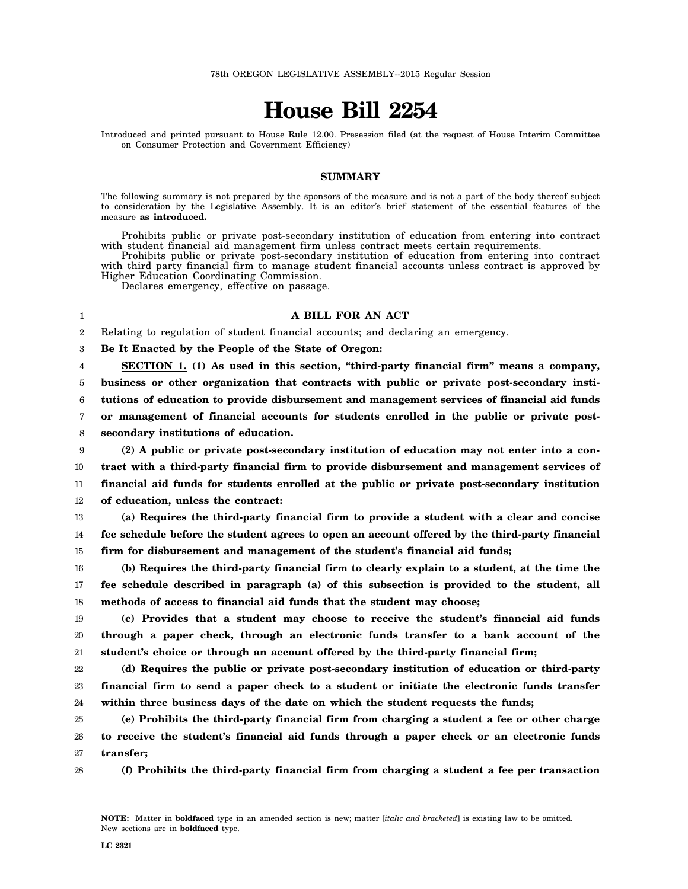78th OREGON LEGISLATIVE ASSEMBLY--2015 Regular Session

# House Bill 2254

Introduced and printed pursuant to House Rule 12.00. Presession filed (at the request of House Interim Committee on Consumer Protection and Government Efficiency)

## SUMMARY

The following summary is not prepared by the sponsors of the measure and is not a part of the body thereof subject to consideration by the Legislative Assembly. It is an editor's brief statement of the essential features of the measure **as introduced.**

Prohibits public or private post-secondary institution of education from entering into contract with student financial aid management firm unless contract meets certain requirements.

Prohibits public or private post-secondary institution of education from entering into contract with third party financial firm to manage student financial accounts unless contract is approved by Higher Education Coordinating Commission.

Declares emergency, effective on passage.

**A BILL FOR AN ACT**

Relating to regulation of student financial accounts; and declaring an emergency.

**Be It Enacted by the People of the State of Oregon:**

**SECTION 1. (1) As used in this section, "third-party financial firm" means a company, business or other organization that contracts with public or private post-secondary institutions of education to provide disbursement and management services of financial aid funds or management of financial accounts for students enrolled in the public or private post-secondary institutions of education.**

**(2) A public or private post-secondary institution of education may not enter into a contract with a third-party financial firm to provide disbursement and management services of financial aid funds for students enrolled at the public or private post-secondary institution of education, unless the contract:**

**(a) Requires the third-party financial firm to provide a student with a clear and concise fee schedule before the student agrees to open an account offered by the third-party financial firm for disbursement and management of the student's financial aid funds;**

**(b) Requires the third-party financial firm to clearly explain to a student, at the time the fee schedule described in paragraph (a) of this subsection is provided to the student, all methods of access to financial aid funds that the student may choose;**

**(c) Provides that a student may choose to receive the student's financial aid funds through a paper check, through an electronic funds transfer to a bank account of the student's choice or through an account offered by the third-party financial firm;**

**(d) Requires the public or private post-secondary institution of education or third-party financial firm to send a paper check to a student or initiate the electronic funds transfer within three business days of the date on which the student requests the funds;**

**(e) Prohibits the third-party financial firm from charging a student a fee or other charge to receive the student's financial aid funds through a paper check or an electronic funds transfer;**

**(f) Prohibits the third-party financial firm from charging a student a fee per transaction**

**NOTE:** Matter in **boldfaced** type in an amended section is new; matter [*italic and bracketed*] is existing law to be omitted. New sections are in **boldfaced** type.

LC 2321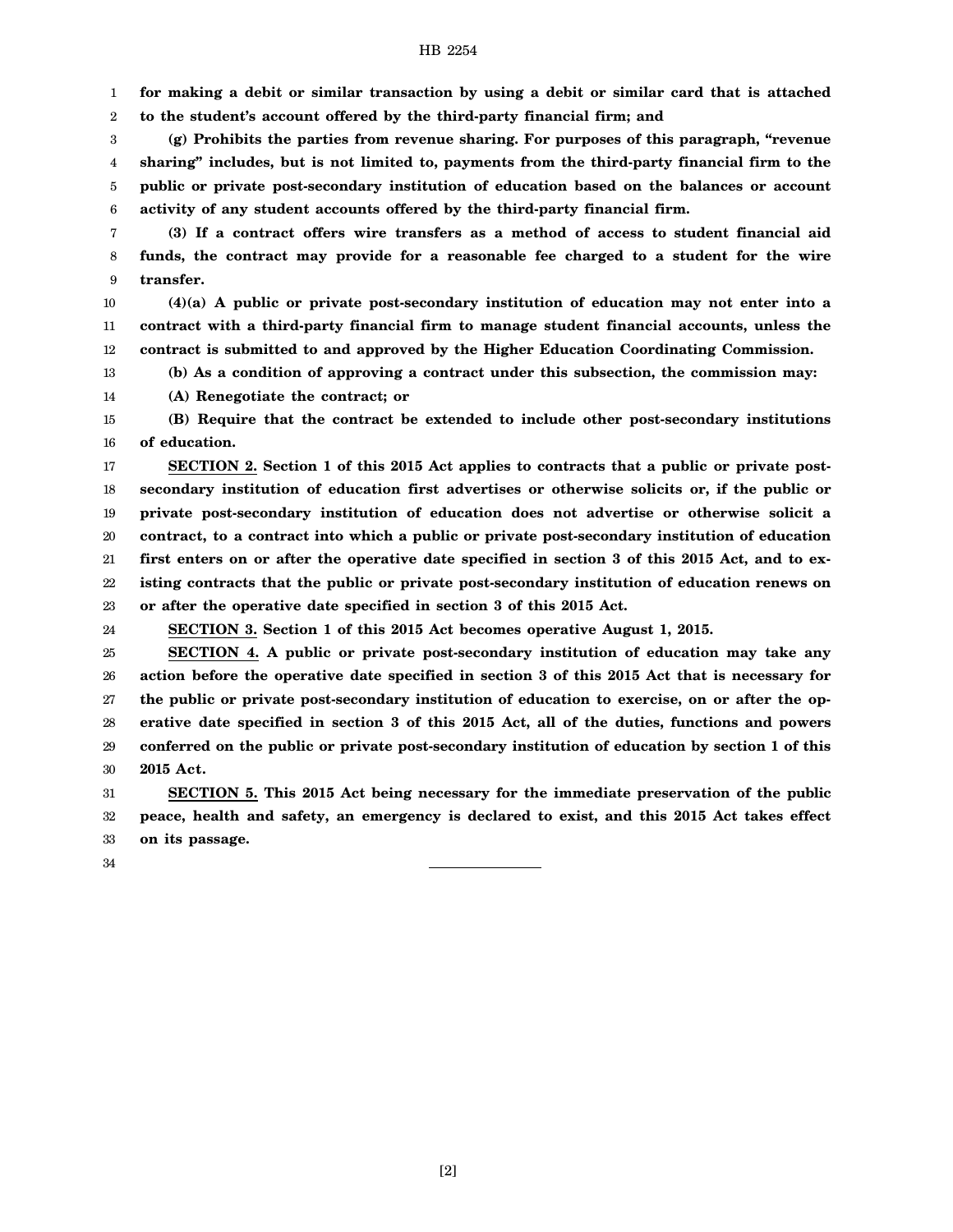**for making a debit or similar transaction by using a debit or similar card that is attached to the student's account offered by the third-party financial firm; and**

**(g) Prohibits the parties from revenue sharing. For purposes of this paragraph, "revenue sharing" includes, but is not limited to, payments from the third-party financial firm to the public or private post-secondary institution of education based on the balances or account activity of any student accounts offered by the third-party financial firm.**

**(3) If a contract offers wire transfers as a method of access to student financial aid funds, the contract may provide for a reasonable fee charged to a student for the wire transfer.**

**(4)(a) A public or private post-secondary institution of education may not enter into a contract with a third-party financial firm to manage student financial accounts, unless the contract is submitted to and approved by the Higher Education Coordinating Commission.**

**(b) As a condition of approving a contract under this subsection, the commission may:**

**(A) Renegotiate the contract; or**

**(B) Require that the contract be extended to include other post-secondary institutions of education.**

**SECTION 2. Section 1 of this 2015 Act applies to contracts that a public or private post-secondary institution of education first advertises or otherwise solicits or, if the public or private post-secondary institution of education does not advertise or otherwise solicit a contract, to a contract into which a public or private post-secondary institution of education first enters on or after the operative date specified in section 3 of this 2015 Act, and to existing contracts that the public or private post-secondary institution of education renews on or after the operative date specified in section 3 of this 2015 Act.**

**SECTION 3. Section 1 of this 2015 Act becomes operative August 1, 2015.**

**SECTION 4. A public or private post-secondary institution of education may take any action before the operative date specified in section 3 of this 2015 Act that is necessary for the public or private post-secondary institution of education to exercise, on or after the operative date specified in section 3 of this 2015 Act, all of the duties, functions and powers conferred on the public or private post-secondary institution of education by section 1 of this 2015 Act.**

**SECTION 5. This 2015 Act being necessary for the immediate preservation of the public peace, health and safety, an emergency is declared to exist, and this 2015 Act takes effect on its passage.**